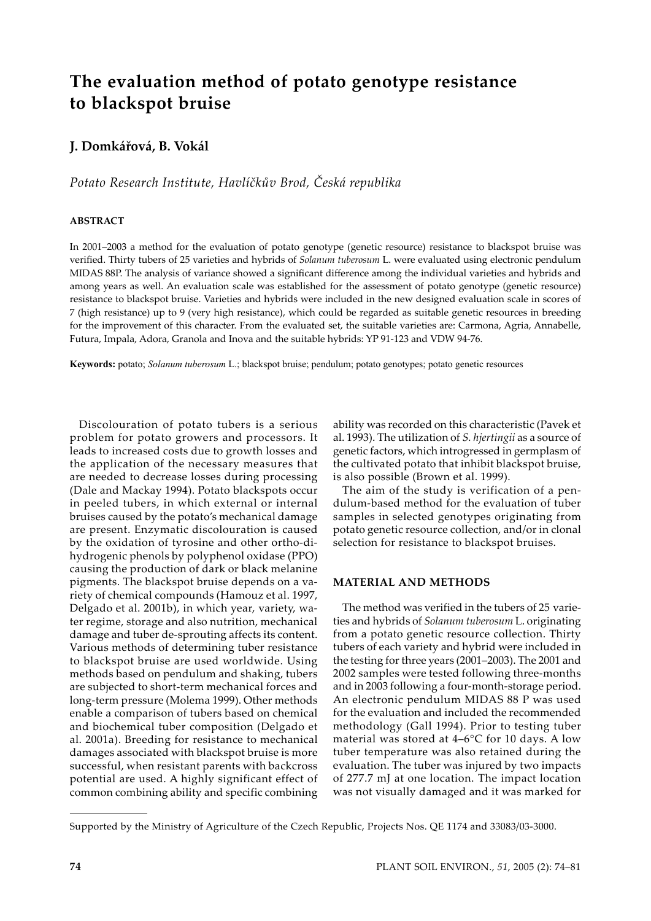# The evaluation method of potato genotype resistance to blackspot bruise

**J. Domkářová, B. Vokál**

*Potato Research Institute, Havlíčkův Brod, Česká republika*

## ABSTRACT

In 2001–2003 a method for the evaluation of potato genotype (genetic resource) resistance to blackspot bruise was verified. Thirty tubers of 25 varieties and hybrids of *Solanum tuberosum* L. were evaluated using electronic pendulum MIDAS 88P. The analysis of variance showed a significant difference among the individual varieties and hybrids and among years as well. An evaluation scale was established for the assessment of potato genotype (genetic resource) resistance to blackspot bruise. Varieties and hybrids were included in the new designed evaluation scale in scores of 7 (high resistance) up to 9 (very high resistance), which could be regarded as suitable genetic resources in breeding for the improvement of this character. From the evaluated set, the suitable varieties are: Carmona, Agria, Annabelle, Futura, Impala, Adora, Granola and Inova and the suitable hybrids: YP 91-123 and VDW 94-76.

**Keywords:** potato; *Solanum tuberosum* L.; blackspot bruise; pendulum; potato genotypes; potato genetic resources

Discolouration of potato tubers is a serious problem for potato growers and processors. It leads to increased costs due to growth losses and the application of the necessary measures that are needed to decrease losses during processing (Dale and Mackay 1994). Potato blackspots occur in peeled tubers, in which external or internal bruises caused by the potato's mechanical damage are present. Enzymatic discolouration is caused by the oxidation of tyrosine and other ortho-dihydrogenic phenols by polyphenol oxidase (PPO) causing the production of dark or black melanine pigments. The blackspot bruise depends on a variety of chemical compounds (Hamouz et al. 1997, Delgado et al. 2001b), in which year, variety, water regime, storage and also nutrition, mechanical damage and tuber de-sprouting affects its content. Various methods of determining tuber resistance to blackspot bruise are used worldwide. Using methods based on pendulum and shaking, tubers are subjected to short-term mechanical forces and long-term pressure (Molema 1999). Other methods enable a comparison of tubers based on chemical and biochemical tuber composition (Delgado et al. 2001a). Breeding for resistance to mechanical damages associated with blackspot bruise is more successful, when resistant parents with backcross potential are used. A highly significant effect of common combining ability and specific combining ability was recorded on this characteristic (Pavek et al. 1993). The utilization of *S. hjertingii* as a source of genetic factors, which introgressed in germplasm of the cultivated potato that inhibit blackspot bruise, is also possible (Brown et al. 1999).

The aim of the study is verification of a pendulum-based method for the evaluation of tuber samples in selected genotypes originating from potato genetic resource collection, and/or in clonal selection for resistance to blackspot bruises.

## MATERIAL AND METHODS

The method was verified in the tubers of 25 varieties and hybrids of *Solanum tuberosum* L. originating from a potato genetic resource collection. Thirty tubers of each variety and hybrid were included in the testing for three years (2001–2003). The 2001 and 2002 samples were tested following three-months and in 2003 following a four-month-storage period. An electronic pendulum MIDAS 88 P was used for the evaluation and included the recommended methodology (Gall 1994). Prior to testing tuber material was stored at 4–6°C for 10 days. A low tuber temperature was also retained during the evaluation. The tuber was injured by two impacts of 277.7 mJ at one location. The impact location was not visually damaged and it was marked for

Supported by the Ministry of Agriculture of the Czech Republic, Projects Nos. QE 1174 and 33083/03-3000.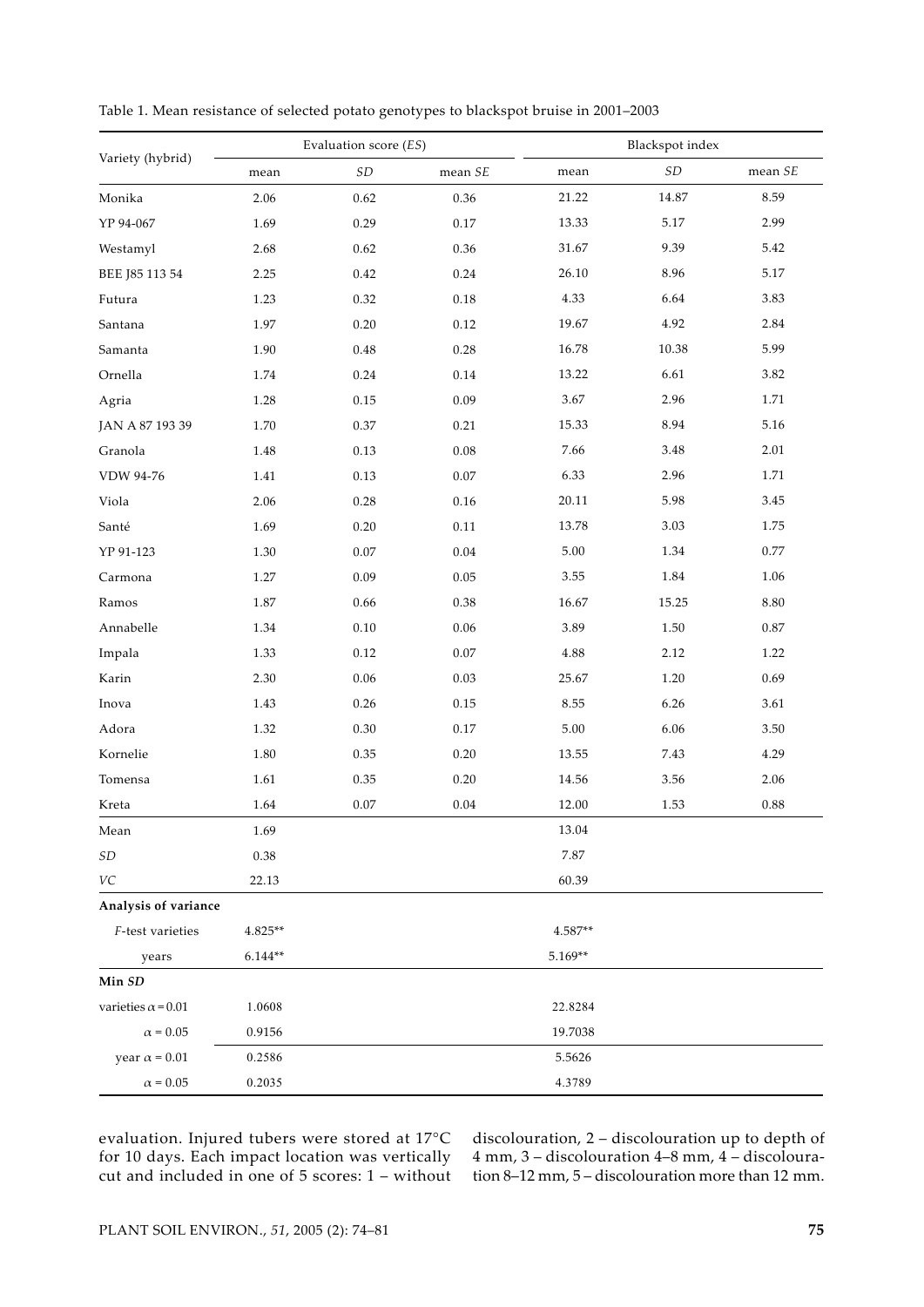Table 1. Mean resistance of selected potato genotypes to blackspot bruise in 2001–2003

| Variety (hybrid) | Evaluation score (*ES*) | | | Blackspot index | | |
|---|---|---|---|---|---|---|
| | mean | *SD* | mean *SE* | mean | *SD* | mean *SE* |
| Monika | 2.06 | 0.62 | 0.36 | 21.22 | 14.87 | 8.59 |
| YP 94-067 | 1.69 | 0.29 | 0.17 | 13.33 | 5.17 | 2.99 |
| Westamyl | 2.68 | 0.62 | 0.36 | 31.67 | 9.39 | 5.42 |
| BEE J85 113 54 | 2.25 | 0.42 | 0.24 | 26.10 | 8.96 | 5.17 |
| Futura | 1.23 | 0.32 | 0.18 | 4.33 | 6.64 | 3.83 |
| Santana | 1.97 | 0.20 | 0.12 | 19.67 | 4.92 | 2.84 |
| Samanta | 1.90 | 0.48 | 0.28 | 16.78 | 10.38 | 5.99 |
| Ornella | 1.74 | 0.24 | 0.14 | 13.22 | 6.61 | 3.82 |
| Agria | 1.28 | 0.15 | 0.09 | 3.67 | 2.96 | 1.71 |
| JAN A 87 193 39 | 1.70 | 0.37 | 0.21 | 15.33 | 8.94 | 5.16 |
| Granola | 1.48 | 0.13 | 0.08 | 7.66 | 3.48 | 2.01 |
| VDW 94-76 | 1.41 | 0.13 | 0.07 | 6.33 | 2.96 | 1.71 |
| Viola | 2.06 | 0.28 | 0.16 | 20.11 | 5.98 | 3.45 |
| Santé | 1.69 | 0.20 | 0.11 | 13.78 | 3.03 | 1.75 |
| YP 91-123 | 1.30 | 0.07 | 0.04 | 5.00 | 1.34 | 0.77 |
| Carmona | 1.27 | 0.09 | 0.05 | 3.55 | 1.84 | 1.06 |
| Ramos | 1.87 | 0.66 | 0.38 | 16.67 | 15.25 | 8.80 |
| Annabelle | 1.34 | 0.10 | 0.06 | 3.89 | 1.50 | 0.87 |
| Impala | 1.33 | 0.12 | 0.07 | 4.88 | 2.12 | 1.22 |
| Karin | 2.30 | 0.06 | 0.03 | 25.67 | 1.20 | 0.69 |
| Inova | 1.43 | 0.26 | 0.15 | 8.55 | 6.26 | 3.61 |
| Adora | 1.32 | 0.30 | 0.17 | 5.00 | 6.06 | 3.50 |
| Kornelie | 1.80 | 0.35 | 0.20 | 13.55 | 7.43 | 4.29 |
| Tomensa | 1.61 | 0.35 | 0.20 | 14.56 | 3.56 | 2.06 |
| Kreta | 1.64 | 0.07 | 0.04 | 12.00 | 1.53 | 0.88 |
| Mean | 1.69 | | | 13.04 | | |
| *SD* | 0.38 | | | 7.87 | | |
| *VC* | 22.13 | | | 60.39 | | |
| **Analysis of variance** | | | | | | |
| *F*-test varieties | 4.825** | | | 4.587** | | |
| years | 6.144** | | | 5.169** | | |
| **Min *SD*** | | | | | | |
| varieties $\alpha = 0.01$ | 1.0608 | | | 22.8284 | | |
| $\alpha = 0.05$ | 0.9156 | | | 19.7038 | | |
| year $\alpha = 0.01$ | 0.2586 | | | 5.5626 | | |
| $\alpha = 0.05$ | 0.2035 | | | 4.3789 | | |

evaluation. Injured tubers were stored at 17°C for 10 days. Each impact location was vertically cut and included in one of 5 scores: 1 – without discolouration, 2 – discolouration up to depth of 4 mm, 3 – discolouration 4–8 mm, 4 – discolouration 8–12 mm, 5 – discolouration more than 12 mm.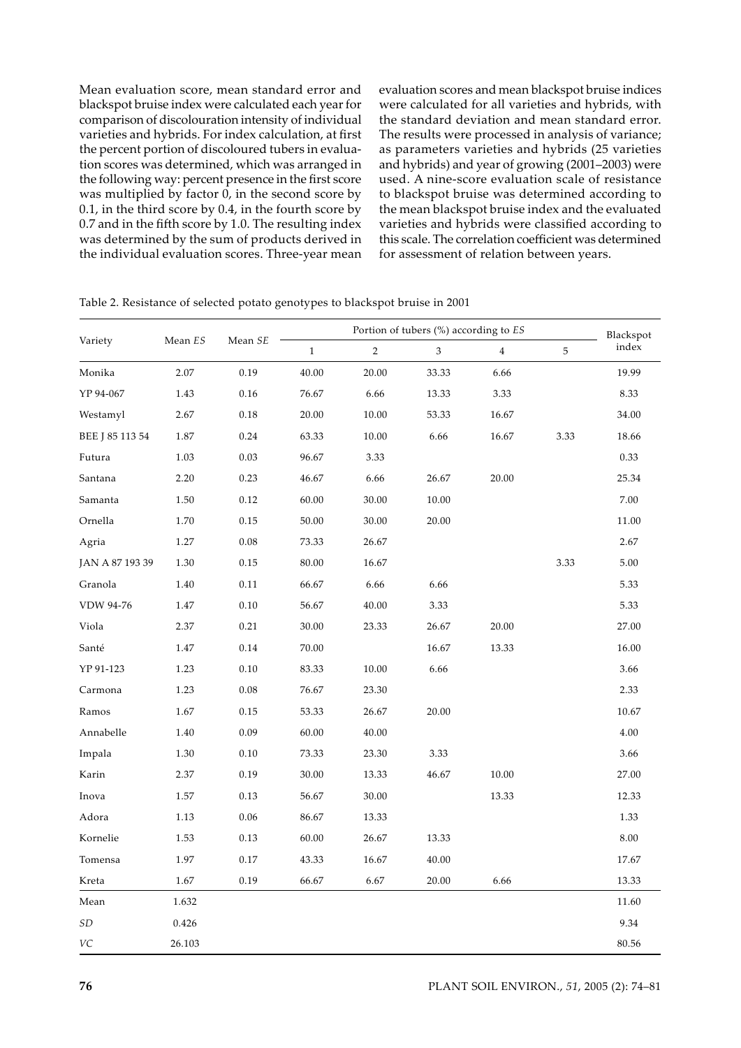Mean evaluation score, mean standard error and blackspot bruise index were calculated each year for comparison of discolouration intensity of individual varieties and hybrids. For index calculation, at first the percent portion of discoloured tubers in evaluation scores was determined, which was arranged in the following way: percent presence in the first score was multiplied by factor 0, in the second score by 0.1, in the third score by 0.4, in the fourth score by 0.7 and in the fifth score by 1.0. The resulting index was determined by the sum of products derived in the individual evaluation scores. Three-year mean evaluation scores and mean blackspot bruise indices were calculated for all varieties and hybrids, with the standard deviation and mean standard error. The results were processed in analysis of variance; as parameters varieties and hybrids (25 varieties and hybrids) and year of growing (2001–2003) were used. A nine-score evaluation scale of resistance to blackspot bruise was determined according to the mean blackspot bruise index and the evaluated varieties and hybrids were classified according to this scale. The correlation coefficient was determined for assessment of relation between years.

Table 2. Resistance of selected potato genotypes to blackspot bruise in 2001

| Variety | Mean *ES* | Mean *SE* | Portion of tubers (%) according to *ES* | | | | | Blackspot index |
|---|---|---|---|---|---|---|---|---|
| | | | 1 | 2 | 3 | 4 | 5 | |
| Monika | 2.07 | 0.19 | 40.00 | 20.00 | 33.33 | 6.66 | | 19.99 |
| YP 94-067 | 1.43 | 0.16 | 76.67 | 6.66 | 13.33 | 3.33 | | 8.33 |
| Westamyl | 2.67 | 0.18 | 20.00 | 10.00 | 53.33 | 16.67 | | 34.00 |
| BEE J 85 113 54 | 1.87 | 0.24 | 63.33 | 10.00 | 6.66 | 16.67 | 3.33 | 18.66 |
| Futura | 1.03 | 0.03 | 96.67 | 3.33 | | | | 0.33 |
| Santana | 2.20 | 0.23 | 46.67 | 6.66 | 26.67 | 20.00 | | 25.34 |
| Samanta | 1.50 | 0.12 | 60.00 | 30.00 | 10.00 | | | 7.00 |
| Ornella | 1.70 | 0.15 | 50.00 | 30.00 | 20.00 | | | 11.00 |
| Agria | 1.27 | 0.08 | 73.33 | 26.67 | | | | 2.67 |
| JAN A 87 193 39 | 1.30 | 0.15 | 80.00 | 16.67 | | | 3.33 | 5.00 |
| Granola | 1.40 | 0.11 | 66.67 | 6.66 | 6.66 | | | 5.33 |
| VDW 94-76 | 1.47 | 0.10 | 56.67 | 40.00 | 3.33 | | | 5.33 |
| Viola | 2.37 | 0.21 | 30.00 | 23.33 | 26.67 | 20.00 | | 27.00 |
| Santé | 1.47 | 0.14 | 70.00 | | 16.67 | 13.33 | | 16.00 |
| YP 91-123 | 1.23 | 0.10 | 83.33 | 10.00 | 6.66 | | | 3.66 |
| Carmona | 1.23 | 0.08 | 76.67 | 23.30 | | | | 2.33 |
| Ramos | 1.67 | 0.15 | 53.33 | 26.67 | 20.00 | | | 10.67 |
| Annabelle | 1.40 | 0.09 | 60.00 | 40.00 | | | | 4.00 |
| Impala | 1.30 | 0.10 | 73.33 | 23.30 | 3.33 | | | 3.66 |
| Karin | 2.37 | 0.19 | 30.00 | 13.33 | 46.67 | 10.00 | | 27.00 |
| Inova | 1.57 | 0.13 | 56.67 | 30.00 | | 13.33 | | 12.33 |
| Adora | 1.13 | 0.06 | 86.67 | 13.33 | | | | 1.33 |
| Kornelie | 1.53 | 0.13 | 60.00 | 26.67 | 13.33 | | | 8.00 |
| Tomensa | 1.97 | 0.17 | 43.33 | 16.67 | 40.00 | | | 17.67 |
| Kreta | 1.67 | 0.19 | 66.67 | 6.67 | 20.00 | 6.66 | | 13.33 |
| Mean | 1.632 | | | | | | | 11.60 |
| *SD* | 0.426 | | | | | | | 9.34 |
| *VC* | 26.103 | | | | | | | 80.56 |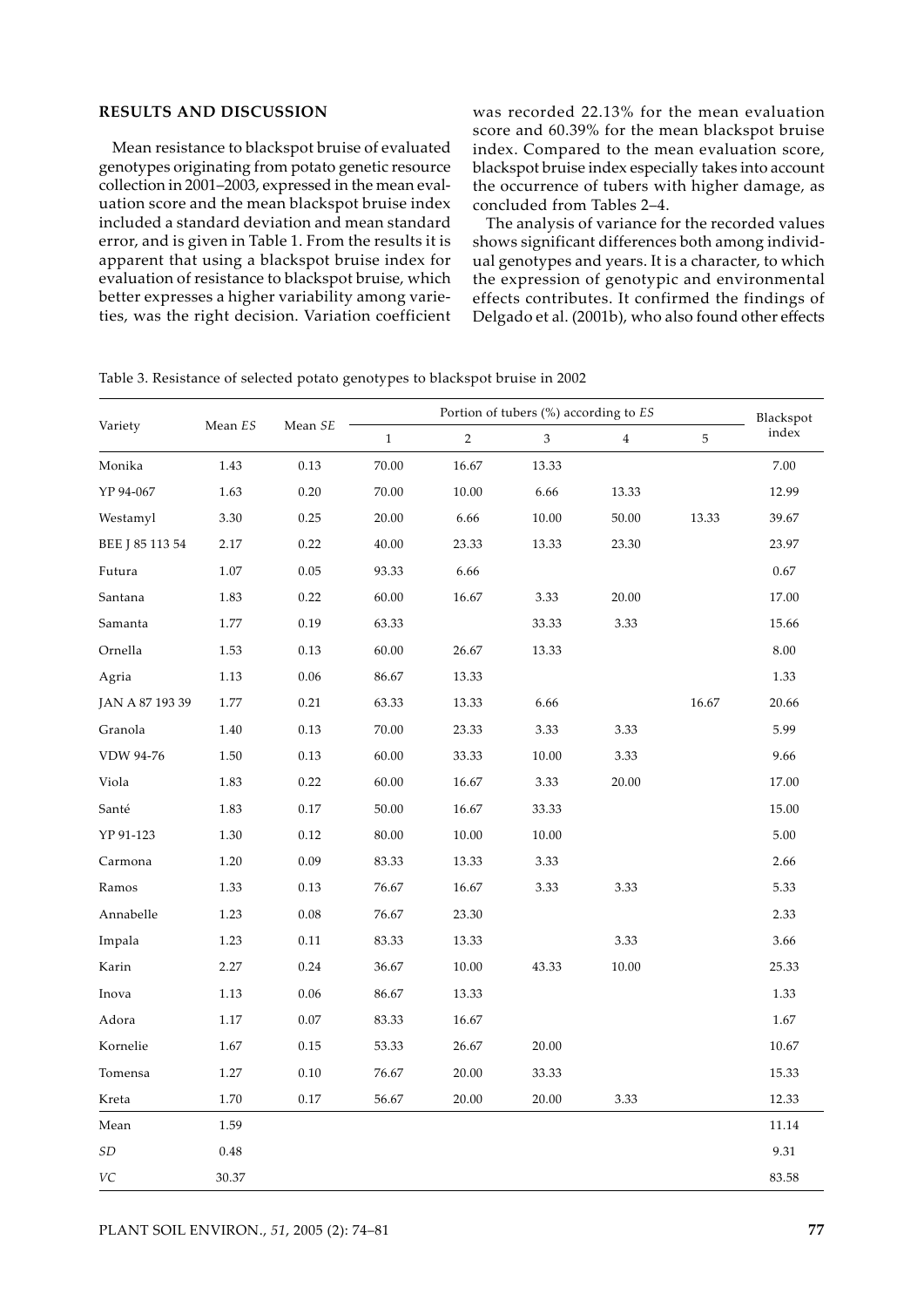## RESULTS AND DISCUSSION

Mean resistance to blackspot bruise of evaluated genotypes originating from potato genetic resource collection in 2001–2003, expressed in the mean evaluation score and the mean blackspot bruise index included a standard deviation and mean standard error, and is given in Table 1. From the results it is apparent that using a blackspot bruise index for evaluation of resistance to blackspot bruise, which better expresses a higher variability among varieties, was the right decision. Variation coefficient was recorded 22.13% for the mean evaluation score and 60.39% for the mean blackspot bruise index. Compared to the mean evaluation score, blackspot bruise index especially takes into account the occurrence of tubers with higher damage, as concluded from Tables 2–4.

The analysis of variance for the recorded values shows significant differences both among individual genotypes and years. It is a character, to which the expression of genotypic and environmental effects contributes. It confirmed the findings of Delgado et al. (2001b), who also found other effects

Table 3. Resistance of selected potato genotypes to blackspot bruise in 2002

| Variety | Mean *ES* | Mean *SE* | Portion of tubers (%) according to *ES* | | | | | Blackspot index |
|---|---|---|---|---|---|---|---|---|
| | | | 1 | 2 | 3 | 4 | 5 | |
| Monika | 1.43 | 0.13 | 70.00 | 16.67 | 13.33 | | | 7.00 |
| YP 94-067 | 1.63 | 0.20 | 70.00 | 10.00 | 6.66 | 13.33 | | 12.99 |
| Westamyl | 3.30 | 0.25 | 20.00 | 6.66 | 10.00 | 50.00 | 13.33 | 39.67 |
| BEE J 85 113 54 | 2.17 | 0.22 | 40.00 | 23.33 | 13.33 | 23.30 | | 23.97 |
| Futura | 1.07 | 0.05 | 93.33 | 6.66 | | | | 0.67 |
| Santana | 1.83 | 0.22 | 60.00 | 16.67 | 3.33 | 20.00 | | 17.00 |
| Samanta | 1.77 | 0.19 | 63.33 | | 33.33 | 3.33 | | 15.66 |
| Ornella | 1.53 | 0.13 | 60.00 | 26.67 | 13.33 | | | 8.00 |
| Agria | 1.13 | 0.06 | 86.67 | 13.33 | | | | 1.33 |
| JAN A 87 193 39 | 1.77 | 0.21 | 63.33 | 13.33 | 6.66 | | 16.67 | 20.66 |
| Granola | 1.40 | 0.13 | 70.00 | 23.33 | 3.33 | 3.33 | | 5.99 |
| VDW 94-76 | 1.50 | 0.13 | 60.00 | 33.33 | 10.00 | 3.33 | | 9.66 |
| Viola | 1.83 | 0.22 | 60.00 | 16.67 | 3.33 | 20.00 | | 17.00 |
| Santé | 1.83 | 0.17 | 50.00 | 16.67 | 33.33 | | | 15.00 |
| YP 91-123 | 1.30 | 0.12 | 80.00 | 10.00 | 10.00 | | | 5.00 |
| Carmona | 1.20 | 0.09 | 83.33 | 13.33 | 3.33 | | | 2.66 |
| Ramos | 1.33 | 0.13 | 76.67 | 16.67 | 3.33 | 3.33 | | 5.33 |
| Annabelle | 1.23 | 0.08 | 76.67 | 23.30 | | | | 2.33 |
| Impala | 1.23 | 0.11 | 83.33 | 13.33 | | 3.33 | | 3.66 |
| Karin | 2.27 | 0.24 | 36.67 | 10.00 | 43.33 | 10.00 | | 25.33 |
| Inova | 1.13 | 0.06 | 86.67 | 13.33 | | | | 1.33 |
| Adora | 1.17 | 0.07 | 83.33 | 16.67 | | | | 1.67 |
| Kornelie | 1.67 | 0.15 | 53.33 | 26.67 | 20.00 | | | 10.67 |
| Tomensa | 1.27 | 0.10 | 76.67 | 20.00 | 33.33 | | | 15.33 |
| Kreta | 1.70 | 0.17 | 56.67 | 20.00 | 20.00 | 3.33 | | 12.33 |
| Mean | 1.59 | | | | | | | 11.14 |
| *SD* | 0.48 | | | | | | | 9.31 |
| *VC* | 30.37 | | | | | | | 83.58 |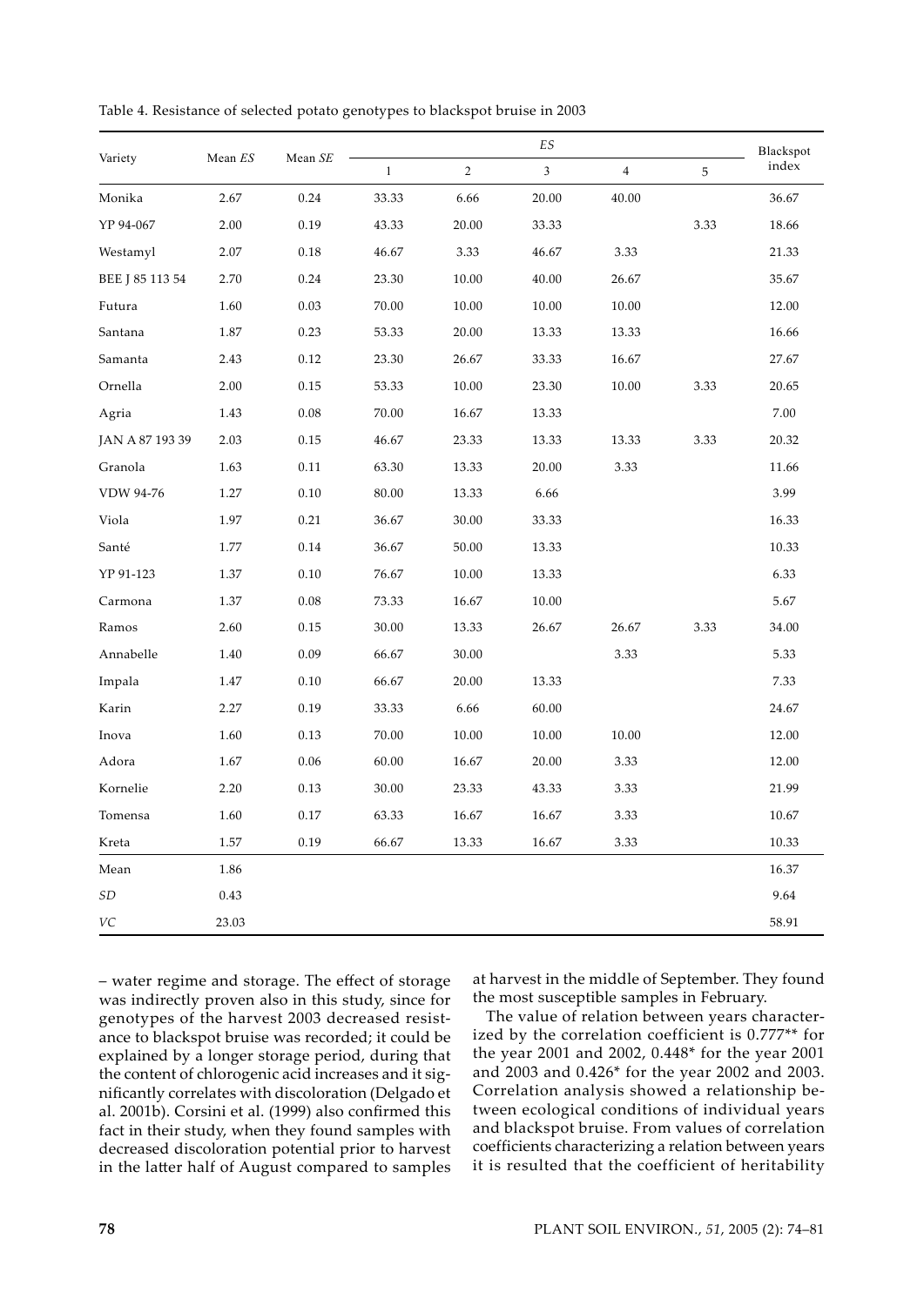Table 4. Resistance of selected potato genotypes to blackspot bruise in 2003

| Variety | Mean *ES* | Mean *SE* | *ES* | | | | | Blackspot index |
|---|---|---|---|---|---|---|---|---|
| | | | 1 | 2 | 3 | 4 | 5 | |
| Monika | 2.67 | 0.24 | 33.33 | 6.66 | 20.00 | 40.00 | | 36.67 |
| YP 94-067 | 2.00 | 0.19 | 43.33 | 20.00 | 33.33 | | 3.33 | 18.66 |
| Westamyl | 2.07 | 0.18 | 46.67 | 3.33 | 46.67 | 3.33 | | 21.33 |
| BEE J 85 113 54 | 2.70 | 0.24 | 23.30 | 10.00 | 40.00 | 26.67 | | 35.67 |
| Futura | 1.60 | 0.03 | 70.00 | 10.00 | 10.00 | 10.00 | | 12.00 |
| Santana | 1.87 | 0.23 | 53.33 | 20.00 | 13.33 | 13.33 | | 16.66 |
| Samanta | 2.43 | 0.12 | 23.30 | 26.67 | 33.33 | 16.67 | | 27.67 |
| Ornella | 2.00 | 0.15 | 53.33 | 10.00 | 23.30 | 10.00 | 3.33 | 20.65 |
| Agria | 1.43 | 0.08 | 70.00 | 16.67 | 13.33 | | | 7.00 |
| JAN A 87 193 39 | 2.03 | 0.15 | 46.67 | 23.33 | 13.33 | 13.33 | 3.33 | 20.32 |
| Granola | 1.63 | 0.11 | 63.30 | 13.33 | 20.00 | 3.33 | | 11.66 |
| VDW 94-76 | 1.27 | 0.10 | 80.00 | 13.33 | 6.66 | | | 3.99 |
| Viola | 1.97 | 0.21 | 36.67 | 30.00 | 33.33 | | | 16.33 |
| Santé | 1.77 | 0.14 | 36.67 | 50.00 | 13.33 | | | 10.33 |
| YP 91-123 | 1.37 | 0.10 | 76.67 | 10.00 | 13.33 | | | 6.33 |
| Carmona | 1.37 | 0.08 | 73.33 | 16.67 | 10.00 | | | 5.67 |
| Ramos | 2.60 | 0.15 | 30.00 | 13.33 | 26.67 | 26.67 | 3.33 | 34.00 |
| Annabelle | 1.40 | 0.09 | 66.67 | 30.00 | | 3.33 | | 5.33 |
| Impala | 1.47 | 0.10 | 66.67 | 20.00 | 13.33 | | | 7.33 |
| Karin | 2.27 | 0.19 | 33.33 | 6.66 | 60.00 | | | 24.67 |
| Inova | 1.60 | 0.13 | 70.00 | 10.00 | 10.00 | 10.00 | | 12.00 |
| Adora | 1.67 | 0.06 | 60.00 | 16.67 | 20.00 | 3.33 | | 12.00 |
| Kornelie | 2.20 | 0.13 | 30.00 | 23.33 | 43.33 | 3.33 | | 21.99 |
| Tomensa | 1.60 | 0.17 | 63.33 | 16.67 | 16.67 | 3.33 | | 10.67 |
| Kreta | 1.57 | 0.19 | 66.67 | 13.33 | 16.67 | 3.33 | | 10.33 |
| Mean | 1.86 | | | | | | | 16.37 |
| *SD* | 0.43 | | | | | | | 9.64 |
| *VC* | 23.03 | | | | | | | 58.91 |

– water regime and storage. The effect of storage was indirectly proven also in this study, since for genotypes of the harvest 2003 decreased resistance to blackspot bruise was recorded; it could be explained by a longer storage period, during that the content of chlorogenic acid increases and it significantly correlates with discoloration (Delgado et al. 2001b). Corsini et al. (1999) also confirmed this fact in their study, when they found samples with decreased discoloration potential prior to harvest in the latter half of August compared to samples at harvest in the middle of September. They found the most susceptible samples in February.

The value of relation between years characterized by the correlation coefficient is 0.777** for the year 2001 and 2002, 0.448* for the year 2001 and 2003 and 0.426* for the year 2002 and 2003. Correlation analysis showed a relationship between ecological conditions of individual years and blackspot bruise. From values of correlation coefficients characterizing a relation between years it is resulted that the coefficient of heritability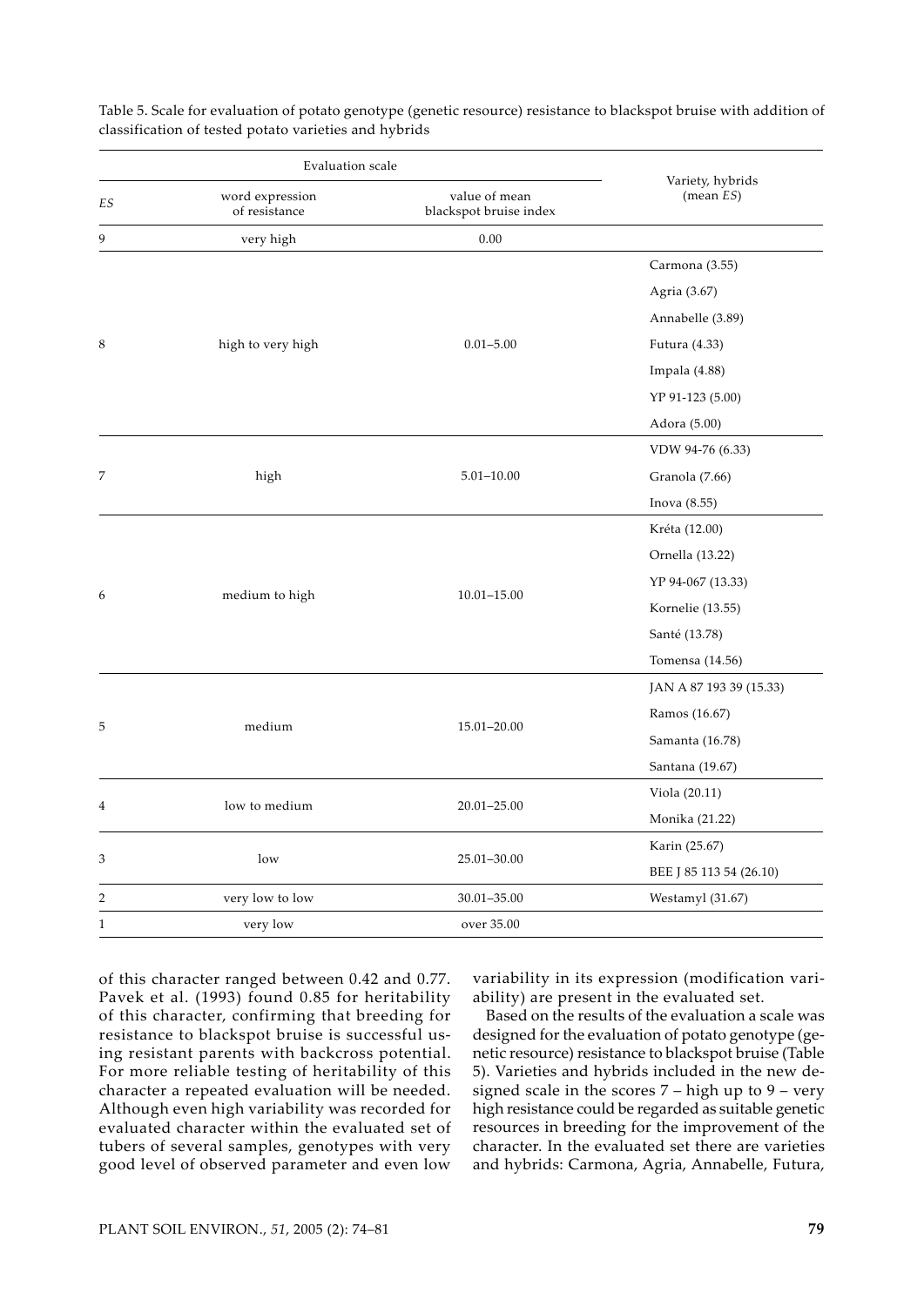Table 5. Scale for evaluation of potato genotype (genetic resource) resistance to blackspot bruise with addition of classification of tested potato varieties and hybrids

| Evaluation scale | | | Variety, hybrids (mean *ES*) |
|---|---|---|---|
| *ES* | word expression of resistance | value of mean blackspot bruise index | |
| 9 | very high | 0.00 | |
| 8 | high to very high | 0.01–5.00 | Carmona (3.55) |
| | | | Agria (3.67) |
| | | | Annabelle (3.89) |
| | | | Futura (4.33) |
| | | | Impala (4.88) |
| | | | YP 91-123 (5.00) |
| | | | Adora (5.00) |
| 7 | high | 5.01–10.00 | VDW 94-76 (6.33) |
| | | | Granola (7.66) |
| | | | Inova (8.55) |
| 6 | medium to high | 10.01–15.00 | Kréta (12.00) |
| | | | Ornella (13.22) |
| | | | YP 94-067 (13.33) |
| | | | Kornelie (13.55) |
| | | | Santé (13.78) |
| | | | Tomensa (14.56) |
| 5 | medium | 15.01–20.00 | JAN A 87 193 39 (15.33) |
| | | | Ramos (16.67) |
| | | | Samanta (16.78) |
| | | | Santana (19.67) |
| 4 | low to medium | 20.01–25.00 | Viola (20.11) |
| | | | Monika (21.22) |
| 3 | low | 25.01–30.00 | Karin (25.67) |
| | | | BEE J 85 113 54 (26.10) |
| 2 | very low to low | 30.01–35.00 | Westamyl (31.67) |
| 1 | very low | over 35.00 | |

of this character ranged between 0.42 and 0.77. Pavek et al. (1993) found 0.85 for heritability of this character, confirming that breeding for resistance to blackspot bruise is successful using resistant parents with backcross potential. For more reliable testing of heritability of this character a repeated evaluation will be needed. Although even high variability was recorded for evaluated character within the evaluated set of tubers of several samples, genotypes with very good level of observed parameter and even low variability in its expression (modification variability) are present in the evaluated set.

Based on the results of the evaluation a scale was designed for the evaluation of potato genotype (genetic resource) resistance to blackspot bruise (Table 5). Varieties and hybrids included in the new designed scale in the scores 7 – high up to 9 – very high resistance could be regarded as suitable genetic resources in breeding for the improvement of the character. In the evaluated set there are varieties and hybrids: Carmona, Agria, Annabelle, Futura,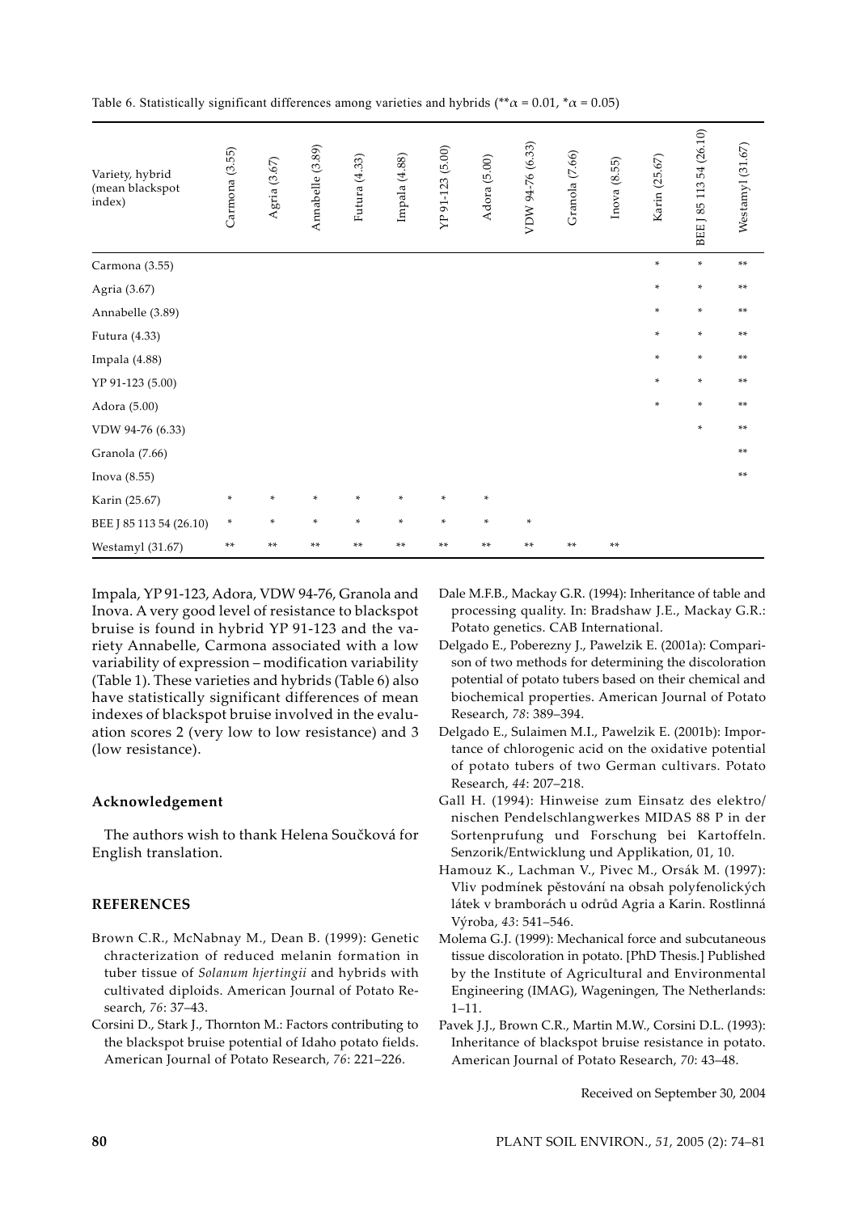Table 6. Statistically significant differences among varieties and hybrids (** $\alpha = 0.01$, * $\alpha = 0.05$)

| Variety, hybrid (mean blackspot index) | Carmona (3.55) | Agria (3.67) | Annabelle (3.89) | Futura (4.33) | Impala (4.88) | YP 91-123 (5.00) | Adora (5.00) | VDW 94-76 (6.33) | Granola (7.66) | Inova (8.55) | Karin (25.67) | BEE J 85 113 54 (26.10) | Westamyl (31.67) |
|---|---|---|---|---|---|---|---|---|---|---|---|---|---|
| Carmona (3.55) | | | | | | | | | | | * | * | ** |
| Agria (3.67) | | | | | | | | | | | * | * | ** |
| Annabelle (3.89) | | | | | | | | | | | * | * | ** |
| Futura (4.33) | | | | | | | | | | | * | * | ** |
| Impala (4.88) | | | | | | | | | | | * | * | ** |
| YP 91-123 (5.00) | | | | | | | | | | | * | * | ** |
| Adora (5.00) | | | | | | | | | | | * | * | ** |
| VDW 94-76 (6.33) | | | | | | | | | | | | * | ** |
| Granola (7.66) | | | | | | | | | | | | | ** |
| Inova (8.55) | | | | | | | | | | | | | ** |
| Karin (25.67) | * | * | * | * | * | * | * | | | | | | |
| BEE J 85 113 54 (26.10) | * | * | * | * | * | * | * | * | | | | | |
| Westamyl (31.67) | ** | ** | ** | ** | ** | ** | ** | ** | ** | ** | | | |

Impala, YP 91-123, Adora, VDW 94-76, Granola and Inova. A very good level of resistance to blackspot bruise is found in hybrid YP 91-123 and the variety Annabelle, Carmona associated with a low variability of expression – modification variability (Table 1). These varieties and hybrids (Table 6) also have statistically significant differences of mean indexes of blackspot bruise involved in the evaluation scores 2 (very low to low resistance) and 3 (low resistance).

#### Acknowledgement

The authors wish to thank Helena Součková for English translation.

## REFERENCES

Brown C.R., McNabnay M., Dean B. (1999): Genetic chracterization of reduced melanin formation in tuber tissue of *Solanum hjertingii* and hybrids with cultivated diploids. American Journal of Potato Research, *76*: 37–43.

Corsini D., Stark J., Thornton M.: Factors contributing to the blackspot bruise potential of Idaho potato fields. American Journal of Potato Research, *76*: 221–226.

Dale M.F.B., Mackay G.R. (1994): Inheritance of table and processing quality. In: Bradshaw J.E., Mackay G.R.: Potato genetics. CAB International.

Delgado E., Poberezny J., Pawelzik E. (2001a): Comparison of two methods for determining the discoloration potential of potato tubers based on their chemical and biochemical properties. American Journal of Potato Research, *78*: 389–394.

Delgado E., Sulaimen M.I., Pawelzik E. (2001b): Importance of chlorogenic acid on the oxidative potential of potato tubers of two German cultivars. Potato Research, *44*: 207–218.

Gall H. (1994): Hinweise zum Einsatz des elektro/nischen Pendelschlangwerkes MIDAS 88 P in der Sortenprufung und Forschung bei Kartoffeln. Senzorik/Entwicklung und Applikation, 01, 10.

Hamouz K., Lachman V., Pivec M., Orsák M. (1997): Vliv podmínek pěstování na obsah polyfenolických látek v bramborách u odrůd Agria a Karin. Rostlinná Výroba, *43*: 541–546.

Molema G.J. (1999): Mechanical force and subcutaneous tissue discoloration in potato. [PhD Thesis.] Published by the Institute of Agricultural and Environmental Engineering (IMAG), Wageningen, The Netherlands: 1–11.

Pavek J.J., Brown C.R., Martin M.W., Corsini D.L. (1993): Inheritance of blackspot bruise resistance in potato. American Journal of Potato Research, *70*: 43–48.

Received on September 30, 2004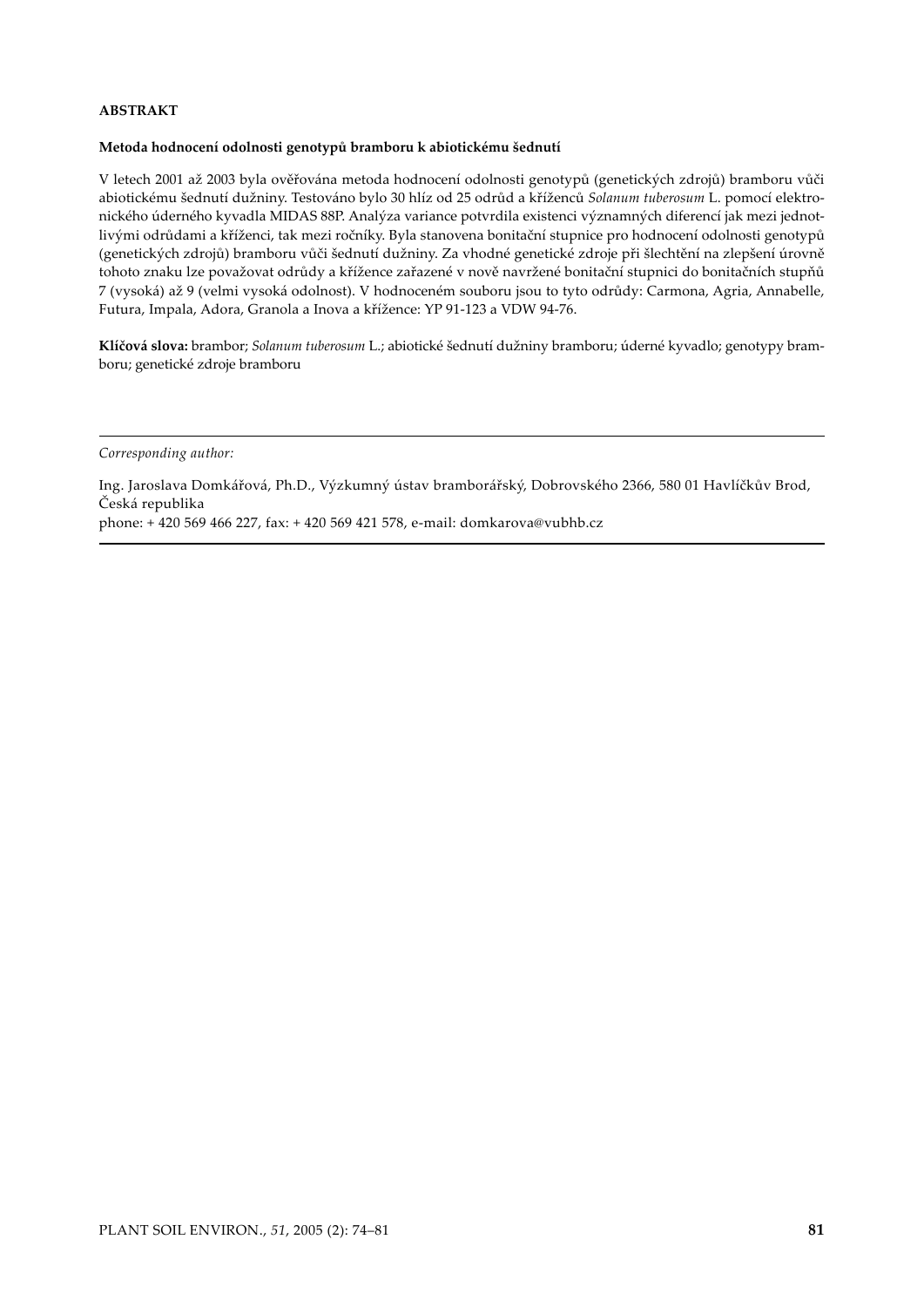**ABSTRAKT**

**Metoda hodnocení odolnosti genotypů bramboru k abiotickému šednutí**

V letech 2001 až 2003 byla ověřována metoda hodnocení odolnosti genotypů (genetických zdrojů) bramboru vůči abiotickému šednutí dužniny. Testováno bylo 30 hlíz od 25 odrůd a kříženců *Solanum tuberosum* L. pomocí elektronického úderného kyvadla MIDAS 88P. Analýza variance potvrdila existenci významných diferencí jak mezi jednotlivými odrůdami a kříženci, tak mezi ročníky. Byla stanovena bonitační stupnice pro hodnocení odolnosti genotypů (genetických zdrojů) bramboru vůči šednutí dužniny. Za vhodné genetické zdroje při šlechtění na zlepšení úrovně tohoto znaku lze považovat odrůdy a křížence zařazené v nově navržené bonitační stupnici do bonitačních stupňů 7 (vysoká) až 9 (velmi vysoká odolnost). V hodnoceném souboru jsou to tyto odrůdy: Carmona, Agria, Annabelle, Futura, Impala, Adora, Granola a Inova a křížence: YP 91-123 a VDW 94-76.

**Klíčová slova:** brambor; *Solanum tuberosum* L.; abiotické šednutí dužniny bramboru; úderné kyvadlo; genotypy bramboru; genetické zdroje bramboru

---

*Corresponding author:*

Ing. Jaroslava Domkářová, Ph.D., Výzkumný ústav bramborářský, Dobrovského 2366, 580 01 Havlíčkův Brod, Česká republika
phone: + 420 569 466 227, fax: + 420 569 421 578, e-mail: domkarova@vubhb.cz